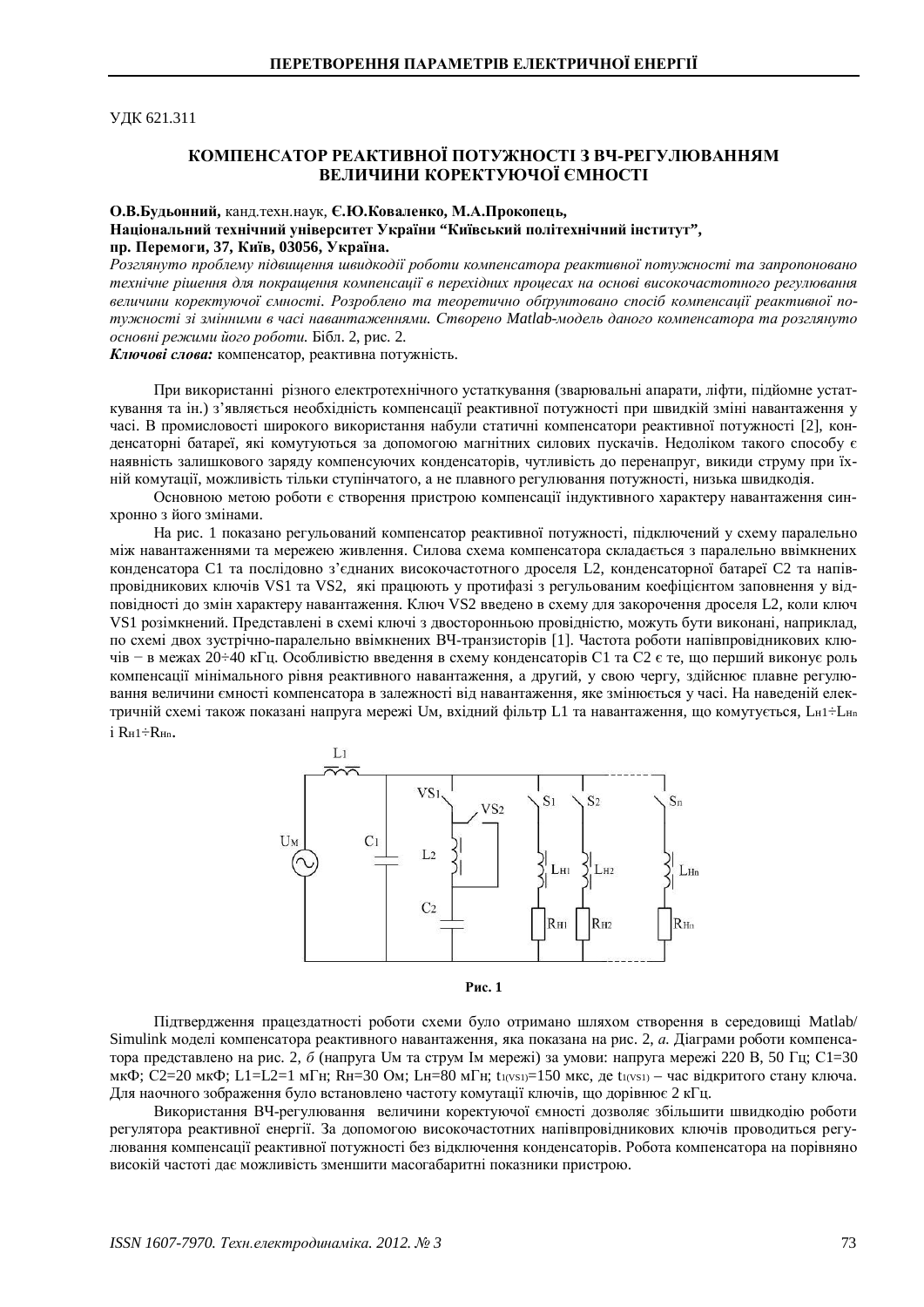УДК 621.311

# КОМПЕНСАТОР РЕАКТИВНОЇ ПОТУЖНОСТІ З ВЧ-РЕГУЛЮВАННЯМ ВЕЛИЧИНИ КОРЕКТУЮЧОЇ ЄМНОСТІ

**О.В.Будьонний,** канд.техн.наук, **Є.Ю.Коваленко, М.А.Прокопець,**
**Національний технічний університет України "Київський політехнічний інститут",**
**пр. Перемоги, 37, Київ, 03056, Україна.**

*Розглянуто проблему підвищення швидкодії роботи компенсатора реактивної потужності та запропоновано технічне рішення для покращення компенсації в перехідних процесах на основі високочастотного регулювання величини коректуючої ємності. Розроблено та теоретично обґрунтовано спосіб компенсації реактивної потужності зі змінними в часі навантаженнями. Створено Matlab-модель даного компенсатора та розглянуто основні режими його роботи.* Бібл. 2, рис. 2.

***Ключові слова:*** компенсатор, реактивна потужність.

При використанні різного електротехнічного устаткування (зварювальні апарати, ліфти, підйомне устаткування та ін.) з'являється необхідність компенсації реактивної потужності при швидкій зміні навантаження у часі. В промисловості широкого використання набули статичні компенсатори реактивної потужності [2], конденсаторні батареї, які комутуються за допомогою магнітних силових пускачів. Недоліком такого способу є наявність залишкового заряду компенсуючих конденсаторів, чутливість до перенапруг, викиди струму при їхній комутації, можливість тільки ступінчатого, а не плавного регулювання потужності, низька швидкодія.

Основною метою роботи є створення пристрою компенсації індуктивного характеру навантаження синхронно з його змінами.

На рис. 1 показано регульований компенсатор реактивної потужності, підключений у схему паралельно між навантаженнями та мережею живлення. Силова схема компенсатора складається з паралельно ввімкнених конденсатора C1 та послідовно з'єднаних високочастотного дроселя L2, конденсаторної батареї C2 та напівпровідникових ключів VS1 та VS2, які працюють у протифазі з регульованим коефіцієнтом заповнення у відповідності до змін характеру навантаження. Ключ VS2 введено в схему для закорочення дроселя L2, коли ключ VS1 розімкнений. Представлені в схемі ключі з двосторонньою провідністю, можуть бути виконані, наприклад, по схемі двох зустрічно-паралельно ввімкнених ВЧ-транзисторів [1]. Частота роботи напівпровідникових ключів − в межах 20÷40 кГц. Особливістю введення в схему конденсаторів C1 та C2 є те, що перший виконує роль компенсації мінімального рівня реактивного навантаження, а другий, у свою чергу, здійснює плавне регулювання величини ємності компенсатора в залежності від навантаження, яке змінюється у часі. На наведеній електричній схемі також показані напруга мережі Uм, вхідний фільтр L1 та навантаження, що комутується, $L_{Н1}$÷$L_{Нn}$ і $R_{Н1}$÷$R_{Нn}$.

**Рис. 1**

Підтвердження працездатності роботи схеми було отримано шляхом створення в середовищі Matlab/Simulink моделі компенсатора реактивного навантаження, яка показана на рис. 2, *а*. Діаграми роботи компенсатора представлено на рис. 2, *б* (напруга Uм та струм Iм мережі) за умови: напруга мережі 220 В, 50 Гц; C1=30 мкФ; C2=20 мкФ; L1=L2=1 мГн; Rн=30 Ом; Lн=80 мГн; $t_{1(VS1)}$=150 мкс, де $t_{1(VS1)}$ – час відкритого стану ключа. Для наочного зображення було встановлено частоту комутації ключів, що дорівнює 2 кГц.

Використання ВЧ-регулювання величини коректуючої ємності дозволяє збільшити швидкодію роботи регулятора реактивної енергії. За допомогою високочастотних напівпровідникових ключів проводиться регулювання компенсації реактивної потужності без відключення конденсаторів. Робота компенсатора на порівняно високій частоті дає можливість зменшити масогабаритні показники пристрою.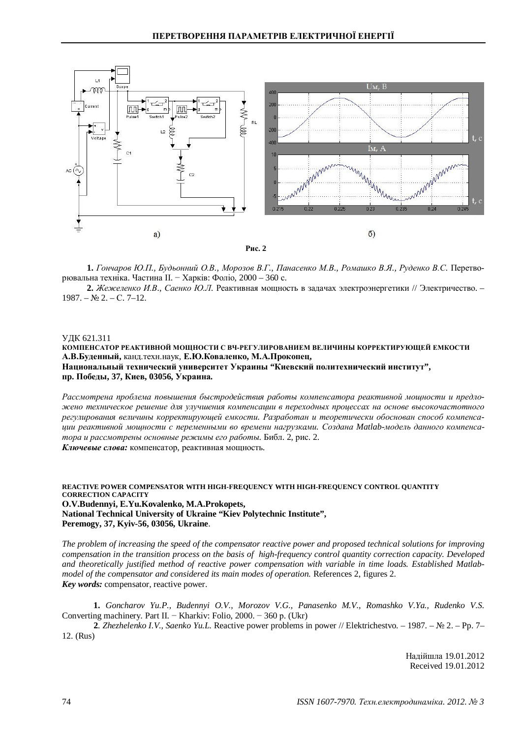Uм, В

400
200
0
-200
-400

t, c

Iм, А

10
5
0
-5

t, c

0.215 0.22 0.225 0.23 0.235 0.24 0.245

а)

б)

**Рис. 2**

**1.** *Гончаров Ю.П., Будьонний О.В., Морозов В.Г., Панасенко М.В., Ромашко В.Я., Руденко В.С.* Перетворювальна техніка. Частина II. − Харків: Фоліо, 2000 – 360 с.

**2.** *Жежеленко И.В., Саенко Ю.Л.* Реактивная мощность в задачах электроэнергетики // Электричество. – 1987. – № 2. – С. 7–12.

УДК 621.311

**КОМПЕНСАТОР РЕАКТИВНОЙ МОЩНОСТИ С ВЧ-РЕГУЛИРОВАНИЕМ ВЕЛИЧИНЫ КОРРЕКТИРУЮЩЕЙ ЕМКОСТИ**

**А.В.Буденный,** канд.техн.наук, **Е.Ю.Коваленко, М.А.Прокопец,**
**Национальный технический университет Украины "Киевский политехнический институт",**
**пр. Победы, 37, Киев, 03056, Украина.**

*Рассмотрена проблема повышения быстродействия работы компенсатора реактивной мощности и предложено техническое решение для улучшения компенсации в переходных процессах на основе высокочастотного регулирования величины корректирующей емкости. Разработан и теоретически обоснован способ компенсации реактивной мощности с переменными во времени нагрузками. Создана Matlab-модель данного компенсатора и рассмотрены основные режимы его работы.* Библ. 2, рис. 2.

***Ключевые слова:*** компенсатор, реактивная мощность.

**REACTIVE POWER COMPENSATOR WITH HIGH-FREQUENCY WITH HIGH-FREQUENCY CONTROL QUANTITY CORRECTION CAPACITY**

**O.V.Budennyi, E.Yu.Kovalenko, M.A.Prokopets,**
**National Technical University of Ukraine "Kiev Polytechnic Institute",**
**Peremogy, 37, Kyiv-56, 03056, Ukraine**.

*The problem of increasing the speed of the compensator reactive power and proposed technical solutions for improving compensation in the transition process on the basis of high-frequency control quantity correction capacity. Developed and theoretically justified method of reactive power compensation with variable in time loads. Established Matlab-model of the compensator and considered its main modes of operation.* References 2, figures 2.

***Key words:*** compensator, reactive power.

**1.** *Goncharov Yu.P., Budennyi O.V., Morozov V.G., Panasenko M.V., Romashko V.Ya., Rudenko V.S.* Converting machinery. Part II. − Kharkiv: Folio, 2000. − 360 p. (Ukr)

**2**. *Zhezhelenko I.V., Saenko Yu.L.* Reactive power problems in power // Elektrichestvo. – 1987. – № 2. – Pp. 7–12. (Rus)

Надійшла 19.01.2012
Received 19.01.2012